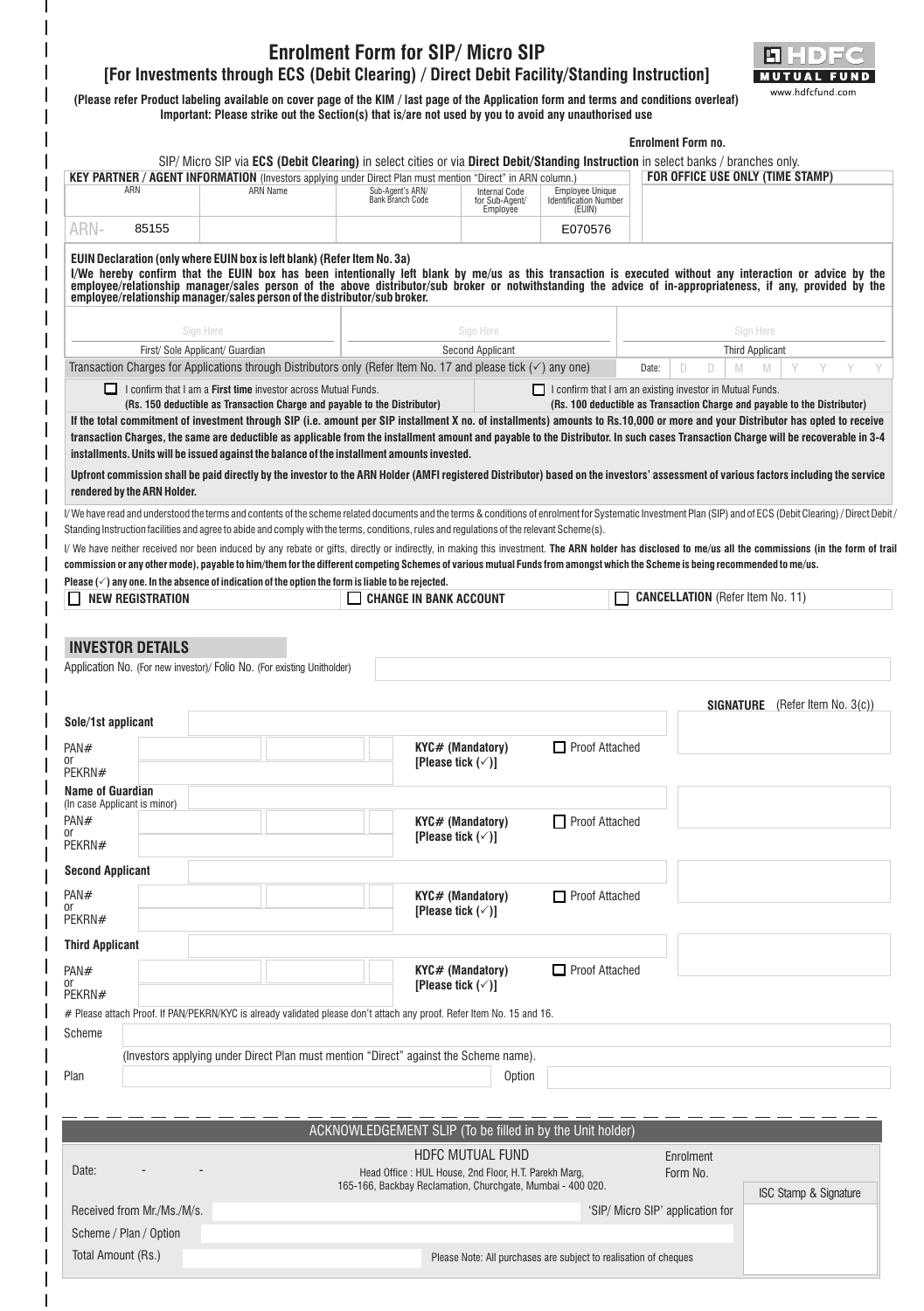# Enrolment Form for SIP/ Micro SIP

## [For Investments through ECS (Debit Clearing) / Direct Debit Facility/Standing Instruction]

HDFC MUTUAL FUND
www.hdfcfund.com

**(Please refer Product labeling available on cover page of the KIM / last page of the Application form and terms and conditions overleaf)**
**Important: Please strike out the Section(s) that is/are not used by you to avoid any unauthorised use**

**Enrolment Form no.**

SIP/ Micro SIP via **ECS (Debit Clearing)** in select cities or via **Direct Debit/Standing Instruction** in select banks / branches only.

**KEY PARTNER / AGENT INFORMATION** (Investors applying under Direct Plan must mention "Direct" in ARN column.) — **FOR OFFICE USE ONLY (TIME STAMP)**

| ARN | ARN Name | Sub-Agent's ARN/ Bank Branch Code | Internal Code for Sub-Agent/ Employee | Employee Unique Identification Number (EUIN) |
|---|---|---|---|---|
| ARN- 85155 | | | | E070576 |

**EUIN Declaration (only where EUIN box is left blank) (Refer Item No. 3a)**
**I/We hereby confirm that the EUIN box has been intentionally left blank by me/us as this transaction is executed without any interaction or advice by the employee/relationship manager/sales person of the above distributor/sub broker or notwithstanding the advice of in-appropriateness, if any, provided by the employee/relationship manager/sales person of the distributor/sub broker.**

| Sign Here | Sign Here | Sign Here |
|---|---|---|
| First/ Sole Applicant/ Guardian | Second Applicant | Third Applicant |

Transaction Charges for Applications through Distributors only (Refer Item No. 17 and please tick (✓) any one) — Date: D D M M Y Y Y Y

- ☐ I confirm that I am a **First time** investor across Mutual Funds. **(Rs. 150 deductible as Transaction Charge and payable to the Distributor)**
- ☐ I confirm that I am an existing investor in Mutual Funds. **(Rs. 100 deductible as Transaction Charge and payable to the Distributor)**

**If the total commitment of investment through SIP (i.e. amount per SIP installment X no. of installments) amounts to Rs.10,000 or more and your Distributor has opted to receive transaction Charges, the same are deductible as applicable from the installment amount and payable to the Distributor. In such cases Transaction Charge will be recoverable in 3-4 installments. Units will be issued against the balance of the installment amounts invested.**

**Upfront commission shall be paid directly by the investor to the ARN Holder (AMFI registered Distributor) based on the investors' assessment of various factors including the service rendered by the ARN Holder.**

I/ We have read and understood the terms and contents of the scheme related documents and the terms & conditions of enrolment for Systematic Investment Plan (SIP) and of ECS (Debit Clearing) / Direct Debit / Standing Instruction facilities and agree to abide and comply with the terms, conditions, rules and regulations of the relevant Scheme(s).

I/ We have neither received nor been induced by any rebate or gifts, directly or indirectly, in making this investment. **The ARN holder has disclosed to me/us all the commissions (in the form of trail commission or any other mode), payable to him/them for the different competing Schemes of various mutual Funds from amongst which the Scheme is being recommended to me/us.**

**Please (✓) any one. In the absence of indication of the option the form is liable to be rejected.**

- ☐ **NEW REGISTRATION**
- ☐ **CHANGE IN BANK ACCOUNT**
- ☐ **CANCELLATION** (Refer Item No. 11)

## INVESTOR DETAILS

Application No. (For new investor)/ Folio No. (For existing Unitholder)

**SIGNATURE** (Refer Item No. 3(c))

**Sole/1st applicant**
PAN# or PEKRN# — **KYC# (Mandatory) [Please tick (✓)]** ☐ Proof Attached

**Name of Guardian** (In case Applicant is minor)
PAN# or PEKRN# — **KYC# (Mandatory) [Please tick (✓)]** ☐ Proof Attached

**Second Applicant**
PAN# or PEKRN# — **KYC# (Mandatory) [Please tick (✓)]** ☐ Proof Attached

**Third Applicant**
PAN# or PEKRN# — **KYC# (Mandatory) [Please tick (✓)]** ☐ Proof Attached

# Please attach Proof. If PAN/PEKRN/KYC is already validated please don't attach any proof. Refer Item No. 15 and 16.

Scheme
(Investors applying under Direct Plan must mention "Direct" against the Scheme name).

Plan — Option

---

### ACKNOWLEDGEMENT SLIP (To be filled in by the Unit holder)

Date: - -

HDFC MUTUAL FUND
Head Office : HUL House, 2nd Floor, H.T. Parekh Marg,
165-166, Backbay Reclamation, Churchgate, Mumbai - 400 020.

Enrolment Form No.

ISC Stamp & Signature

Received from Mr./Ms./M/s. — 'SIP/ Micro SIP' application for

Scheme / Plan / Option

Total Amount (Rs.)

Please Note: All purchases are subject to realisation of cheques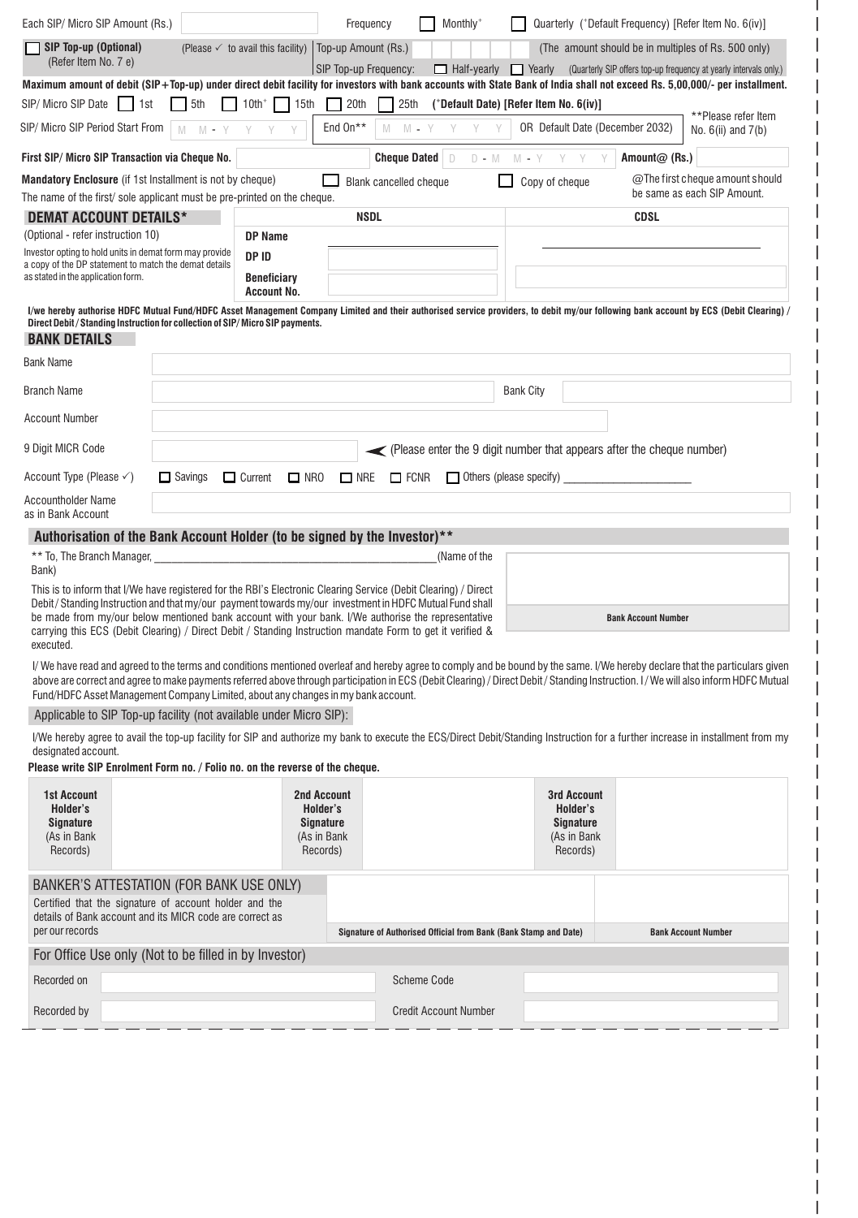| | | | |
|---|---|---|---|
| Each SIP/ Micro SIP Amount (Rs.) | | Frequency ☐ Monthly+ ☐ Quarterly | (+Default Frequency) [Refer Item No. 6(iv)] |
| ☐ **SIP Top-up (Optional)** (Refer Item No. 7 e) | (Please ✓ to avail this facility) | Top-up Amount (Rs.) | (The amount should be in multiples of Rs. 500 only) |
| | | SIP Top-up Frequency: ☐ Half-yearly ☐ Yearly | (Quarterly SIP offers top-up frequency at yearly intervals only.) |

**Maximum amount of debit (SIP+Top-up) under direct debit facility for investors with bank accounts with State Bank of India shall not exceed Rs. 5,00,000/- per installment.**

SIP/ Micro SIP Date ☐ 1st ☐ 5th ☐ 10th+ ☐ 15th ☐ 20th ☐ 25th **(+Default Date) [Refer Item No. 6(iv)]**

SIP/ Micro SIP Period Start From M M - Y Y Y Y End On** M M - Y Y Y Y OR Default Date (December 2032) **Please refer Item No. 6(ii) and 7(b)

**First SIP/ Micro SIP Transaction via Cheque No.** ______ **Cheque Dated** D D - M M - Y Y Y Y **Amount@ (Rs.)** ______

**Mandatory Enclosure** (if 1st Installment is not by cheque) ☐ Blank cancelled cheque ☐ Copy of cheque

The name of the first/ sole applicant must be pre-printed on the cheque.

@The first cheque amount should be same as each SIP Amount.

## DEMAT ACCOUNT DETAILS*

(Optional - refer instruction 10)

Investor opting to hold units in demat form may provide a copy of the DP statement to match the demat details as stated in the application form.

| | NSDL | CDSL |
|---|---|---|
| DP Name | | |
| DP ID | | |
| Beneficiary Account No. | | |

**I/we hereby authorise HDFC Mutual Fund/HDFC Asset Management Company Limited and their authorised service providers, to debit my/our following bank account by ECS (Debit Clearing) / Direct Debit / Standing Instruction for collection of SIP/ Micro SIP payments.**

## BANK DETAILS

Bank Name ______

Branch Name ______ Bank City ______

Account Number ______

9 Digit MICR Code ______ (Please enter the 9 digit number that appears after the cheque number)

Account Type (Please ✓) ☐ Savings ☐ Current ☐ NRO ☐ NRE ☐ FCNR ☐ Others (please specify) ______

Accountholder Name as in Bank Account ______

### Authorisation of the Bank Account Holder (to be signed by the Investor)**

** To, The Branch Manager, ______ (Name of the Bank)

This is to inform that I/We have registered for the RBI's Electronic Clearing Service (Debit Clearing) / Direct Debit / Standing Instruction and that my/our payment towards my/our investment in HDFC Mutual Fund shall be made from my/our below mentioned bank account with your bank. I/We authorise the representative carrying this ECS (Debit Clearing) / Direct Debit / Standing Instruction mandate Form to get it verified & executed.

**Bank Account Number** ______

I/ We have read and agreed to the terms and conditions mentioned overleaf and hereby agree to comply and be bound by the same. I/We hereby declare that the particulars given above are correct and agree to make payments referred above through participation in ECS (Debit Clearing) / Direct Debit / Standing Instruction. I / We will also inform HDFC Mutual Fund/HDFC Asset Management Company Limited, about any changes in my bank account.

Applicable to SIP Top-up facility (not available under Micro SIP):

I/We hereby agree to avail the top-up facility for SIP and authorize my bank to execute the ECS/Direct Debit/Standing Instruction for a further increase in installment from my designated account.

**Please write SIP Enrolment Form no. / Folio no. on the reverse of the cheque.**

| | | | | | |
|---|---|---|---|---|---|
| **1st Account Holder's Signature** (As in Bank Records) | | **2nd Account Holder's Signature** (As in Bank Records) | | **3rd Account Holder's Signature** (As in Bank Records) | |

### BANKER'S ATTESTATION (FOR BANK USE ONLY)

Certified that the signature of account holder and the details of Bank account and its MICR code are correct as per our records

| | |
|---|---|
| **Signature of Authorised Official from Bank (Bank Stamp and Date)** | **Bank Account Number** |

### For Office Use only (Not to be filled in by Investor)

| | | | |
|---|---|---|---|
| Recorded on | | Scheme Code | |
| Recorded by | | Credit Account Number | |